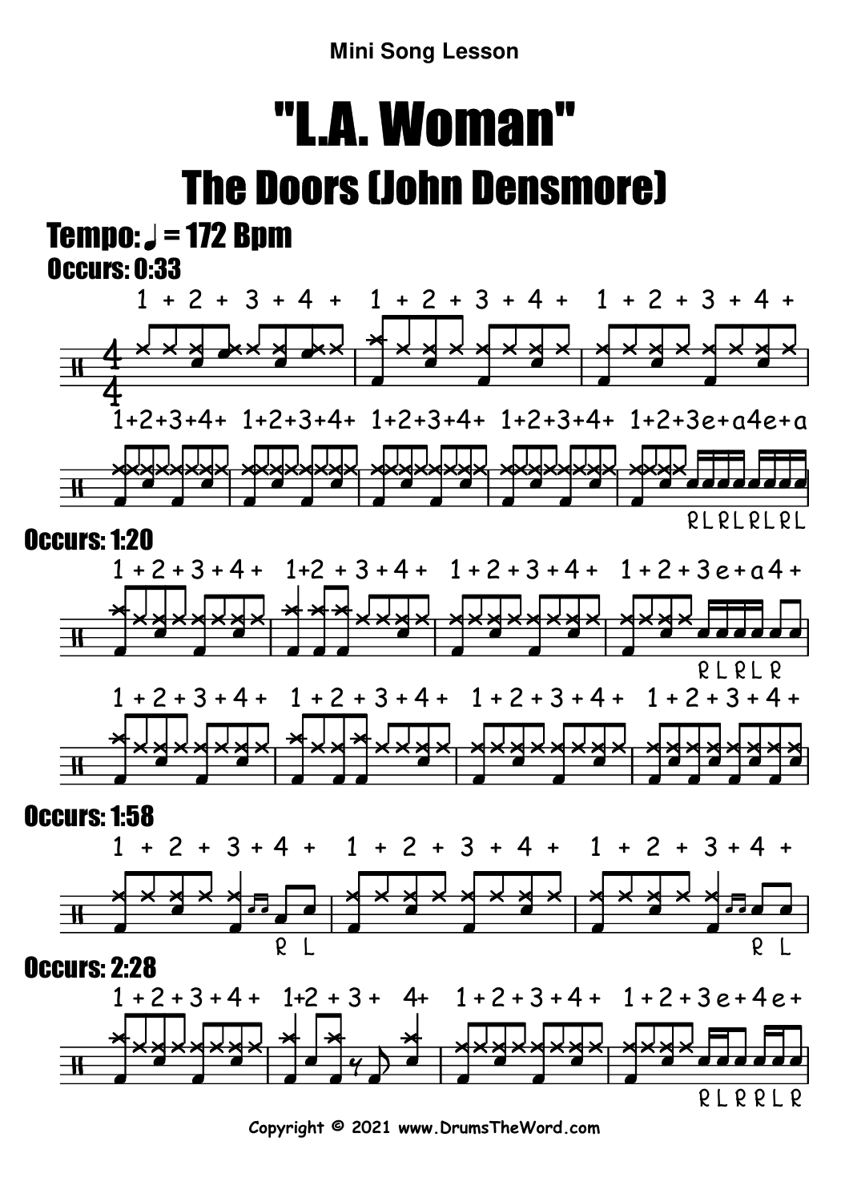Mini Song Lesson

# "L.A. Woman"

## The Doors (John Densmore)

**Tempo: ♩ = 172 Bpm**

**Occurs: 0:33**

1 + 2 + 3 + 4 + 1 + 2 + 3 + 4 + 1 + 2 + 3 + 4 +

1+2+3+4+ 1+2+3+4+ 1+2+3+4+ 1+2+3+4+ 1+2+3e+a4e+a

R L R L R L R L

**Occurs: 1:20**

1 + 2 + 3 + 4 + 1+2 + 3 + 4 + 1 + 2 + 3 + 4 + 1 + 2 + 3 e + a 4 +

R L R L R

1 + 2 + 3 + 4 + 1 + 2 + 3 + 4 + 1 + 2 + 3 + 4 + 1 + 2 + 3 + 4 +

**Occurs: 1:58**

1 + 2 + 3 + 4 + 1 + 2 + 3 + 4 + 1 + 2 + 3 + 4 +

R L R L

**Occurs: 2:28**

1 + 2 + 3 + 4 + 1+2 + 3 + 4+ 1 + 2 + 3 + 4 + 1 + 2 + 3 e + 4 e +

R L R R L R

Copyright © 2021 www.DrumsTheWord.com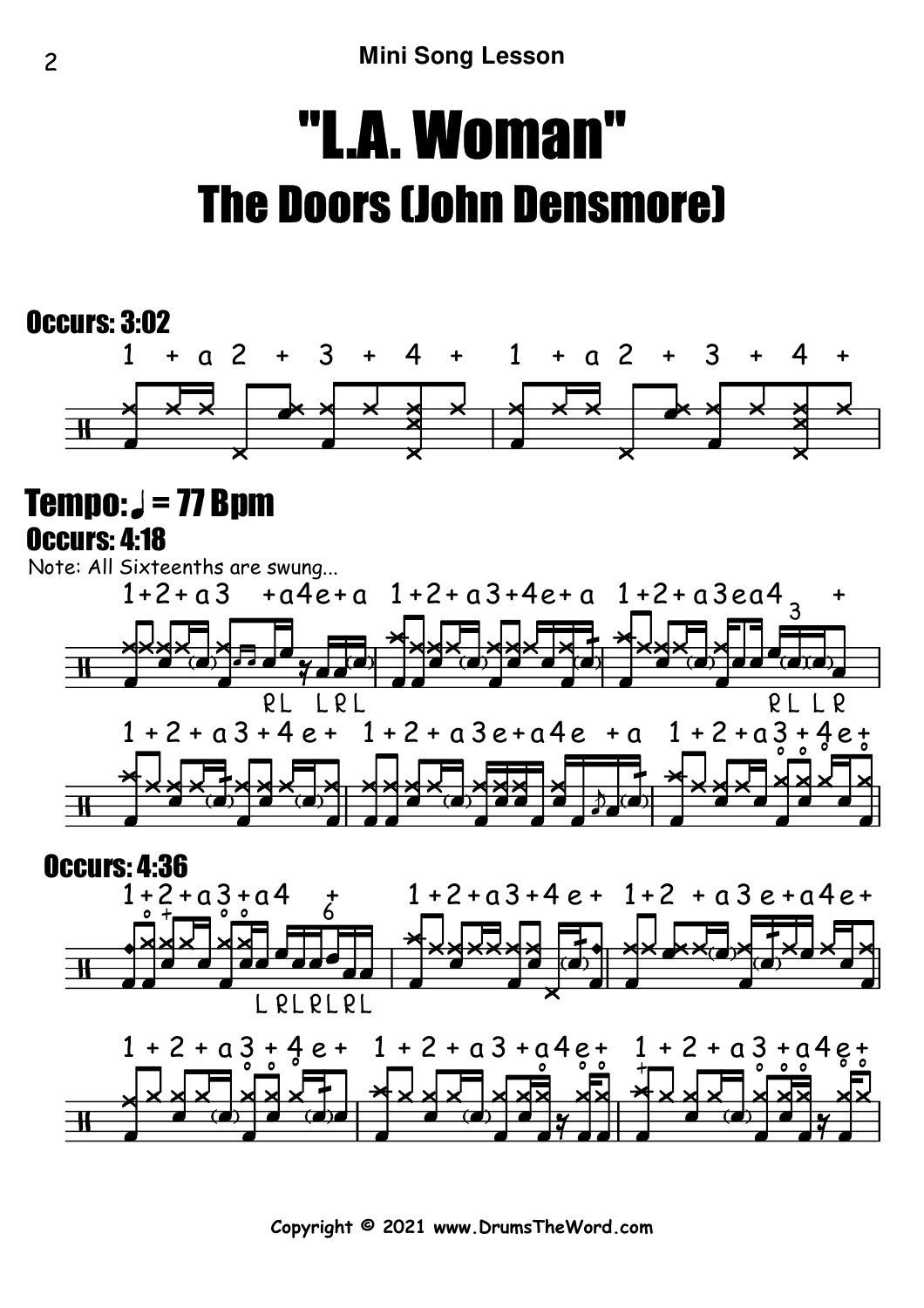**Mini Song Lesson**

# "L.A. Woman"

## The Doors (John Densmore)

**Occurs: 3:02**

**Tempo: ♩ = 77 Bpm**

**Occurs: 4:18**

Note: All Sixteenths are swung...

**Occurs: 4:36**

**Copyright © 2021 www.DrumsTheWord.com**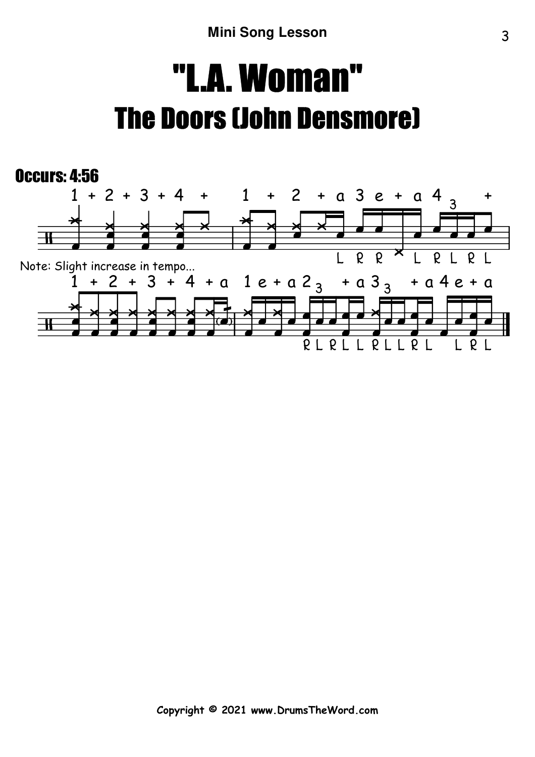Mini Song Lesson

# "L.A. Woman"

## The Doors (John Densmore)

**Occurs: 4:56**

Note: Slight increase in tempo...

Copyright © 2021 www.DrumsTheWord.com